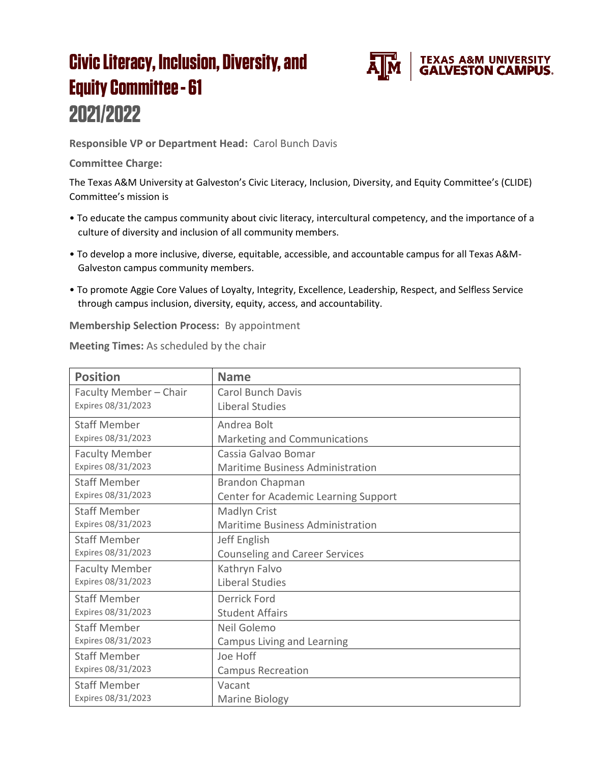# Civic Literacy, Inclusion, Diversity, and Equity Committee - 61
# 2021/2022

TEXAS A&M UNIVERSITY GALVESTON CAMPUS

**Responsible VP or Department Head:** Carol Bunch Davis

**Committee Charge:**

The Texas A&M University at Galveston's Civic Literacy, Inclusion, Diversity, and Equity Committee's (CLIDE) Committee's mission is

- To educate the campus community about civic literacy, intercultural competency, and the importance of a culture of diversity and inclusion of all community members.
- To develop a more inclusive, diverse, equitable, accessible, and accountable campus for all Texas A&M-Galveston campus community members.
- To promote Aggie Core Values of Loyalty, Integrity, Excellence, Leadership, Respect, and Selfless Service through campus inclusion, diversity, equity, access, and accountability.

**Membership Selection Process:** By appointment

**Meeting Times:** As scheduled by the chair

| Position | Name |
|---|---|
| Faculty Member – Chair<br>Expires 08/31/2023 | Carol Bunch Davis<br>Liberal Studies |
| Staff Member<br>Expires 08/31/2023 | Andrea Bolt<br>Marketing and Communications |
| Faculty Member<br>Expires 08/31/2023 | Cassia Galvao Bomar<br>Maritime Business Administration |
| Staff Member<br>Expires 08/31/2023 | Brandon Chapman<br>Center for Academic Learning Support |
| Staff Member<br>Expires 08/31/2023 | Madlyn Crist<br>Maritime Business Administration |
| Staff Member<br>Expires 08/31/2023 | Jeff English<br>Counseling and Career Services |
| Faculty Member<br>Expires 08/31/2023 | Kathryn Falvo<br>Liberal Studies |
| Staff Member<br>Expires 08/31/2023 | Derrick Ford<br>Student Affairs |
| Staff Member<br>Expires 08/31/2023 | Neil Golemo<br>Campus Living and Learning |
| Staff Member<br>Expires 08/31/2023 | Joe Hoff<br>Campus Recreation |
| Staff Member<br>Expires 08/31/2023 | Vacant<br>Marine Biology |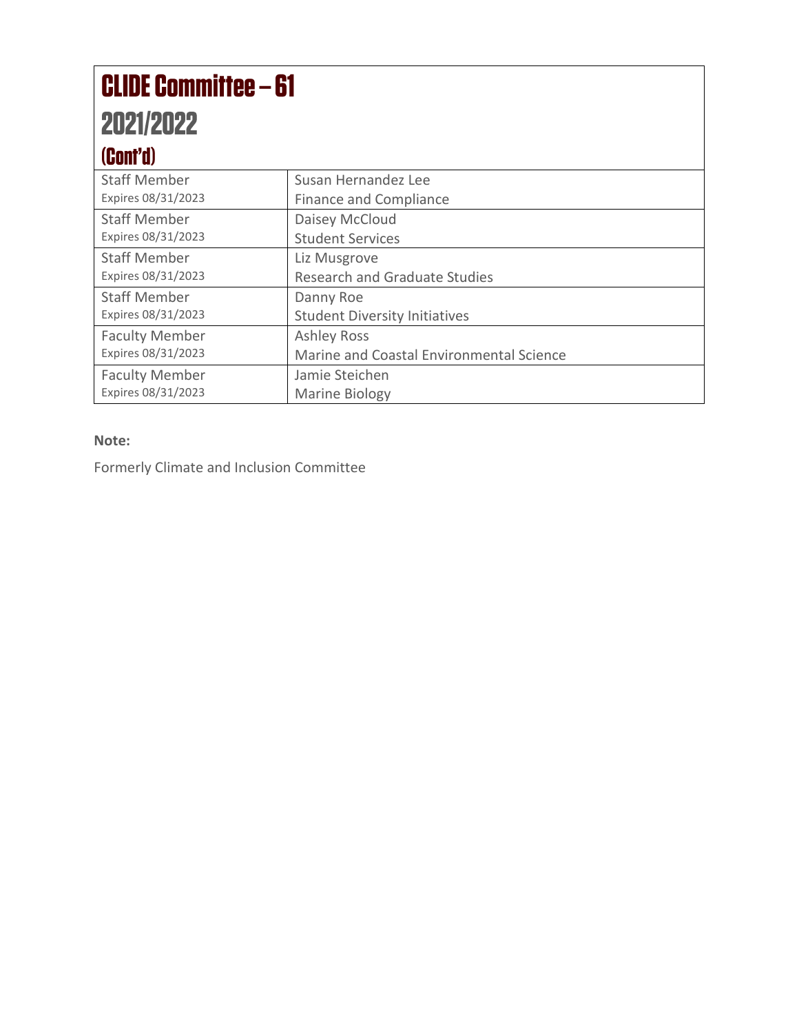# CLIDE Committee – 61

## 2021/2022

### (Cont'd)

| | |
|---|---|
| Staff Member<br>Expires 08/31/2023 | Susan Hernandez Lee<br>Finance and Compliance |
| Staff Member<br>Expires 08/31/2023 | Daisey McCloud<br>Student Services |
| Staff Member<br>Expires 08/31/2023 | Liz Musgrove<br>Research and Graduate Studies |
| Staff Member<br>Expires 08/31/2023 | Danny Roe<br>Student Diversity Initiatives |
| Faculty Member<br>Expires 08/31/2023 | Ashley Ross<br>Marine and Coastal Environmental Science |
| Faculty Member<br>Expires 08/31/2023 | Jamie Steichen<br>Marine Biology |

**Note:**

Formerly Climate and Inclusion Committee